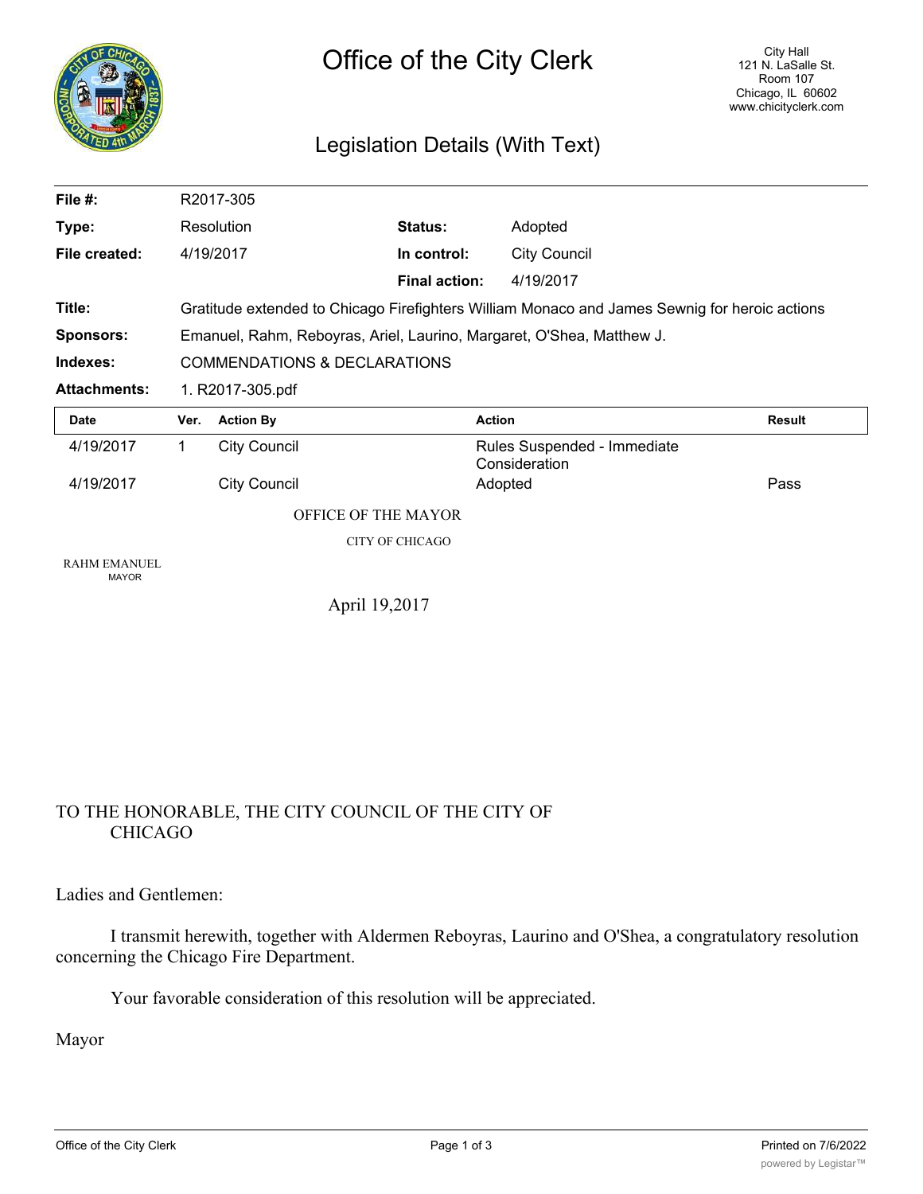# Office of the City Clerk

City Hall
121 N. LaSalle St.
Room 107
Chicago, IL 60602
www.chicityclerk.com

## Legislation Details (With Text)

| | | | |
|---|---|---|---|
| **File #:** | R2017-305 | | |
| **Type:** | Resolution | **Status:** | Adopted |
| **File created:** | 4/19/2017 | **In control:** | City Council |
| | | **Final action:** | 4/19/2017 |

**Title:** Gratitude extended to Chicago Firefighters William Monaco and James Sewnig for heroic actions

**Sponsors:** Emanuel, Rahm, Reboyras, Ariel, Laurino, Margaret, O'Shea, Matthew J.

**Indexes:** COMMENDATIONS & DECLARATIONS

**Attachments:** 1. R2017-305.pdf

| Date | Ver. | Action By | Action | Result |
|---|---|---|---|---|
| 4/19/2017 | 1 | City Council | Rules Suspended - Immediate Consideration | |
| 4/19/2017 | | City Council | Adopted | Pass |

OFFICE OF THE MAYOR

CITY OF CHICAGO

RAHM EMANUEL
MAYOR

April 19,2017

TO THE HONORABLE, THE CITY COUNCIL OF THE CITY OF CHICAGO

Ladies and Gentlemen:

I transmit herewith, together with Aldermen Reboyras, Laurino and O'Shea, a congratulatory resolution concerning the Chicago Fire Department.

Your favorable consideration of this resolution will be appreciated.

Mayor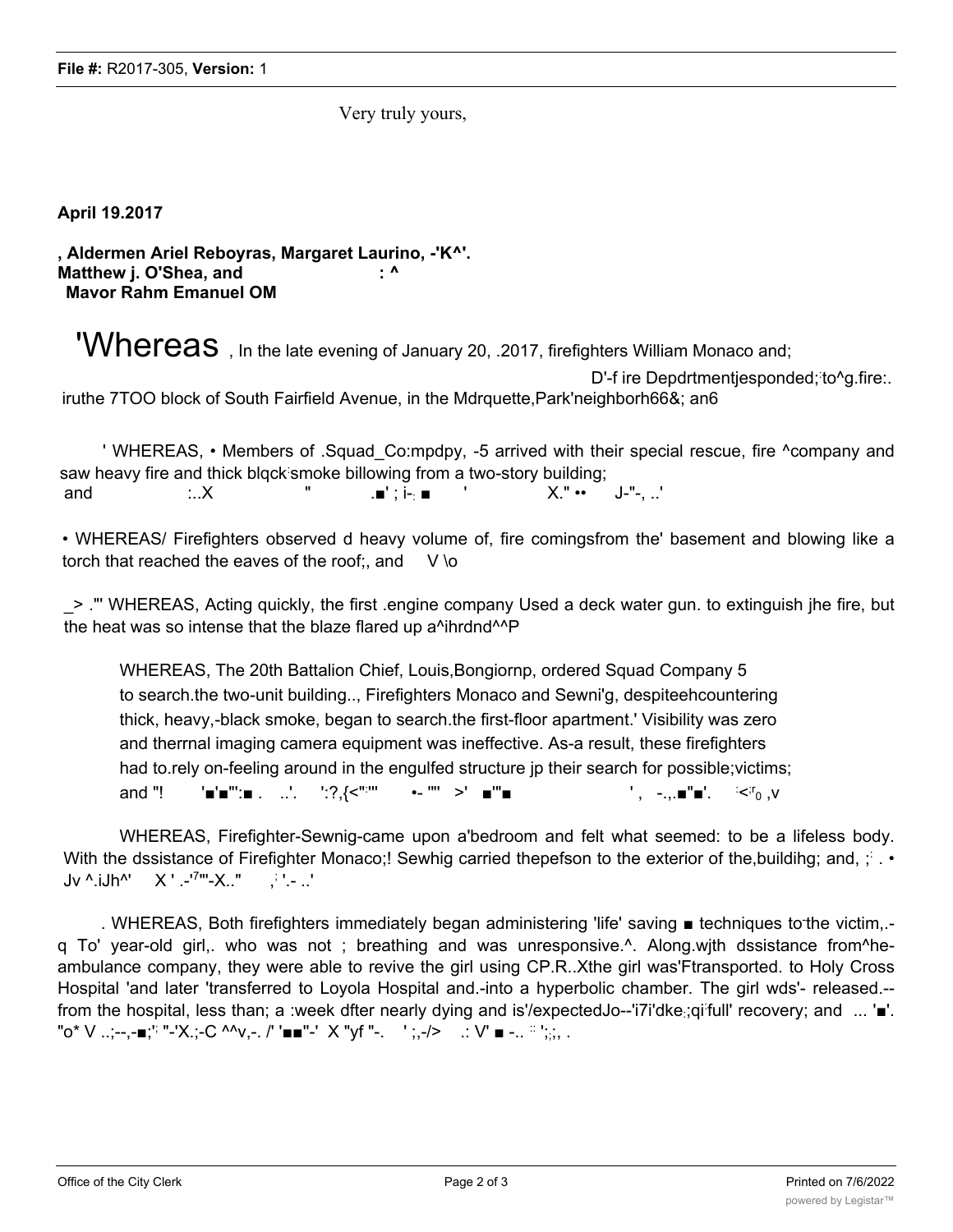Very truly yours,

**April 19.2017**

**, Aldermen Ariel Reboyras, Margaret Laurino, -'K^'.**
**Matthew j. O'Shea, and : ^**
**Mavor Rahm Emanuel OM**

'Whereas , In the late evening of January 20, .2017, firefighters William Monaco and;

D'-f ire Depdrtmentjesponded;'to^g.fire:. iruthe 7TOO block of South Fairfield Avenue, in the Mdrquette,Park'neighborh66&; an6

' WHEREAS, • Members of .Squad_Co:mpdpy, -5 arrived with their special rescue, fire ^company and saw heavy fire and thick blqck'smoke billowing from a two-story building; and :..X " .■' ; i-. ■ ' X." •• J-"-, ..'

• WHEREAS/ Firefighters observed d heavy volume of, fire comingsfrom the' basement and blowing like a torch that reached the eaves of the roof;, and V \o

_> ."' WHEREAS, Acting quickly, the first .engine company Used a deck water gun. to extinguish jhe fire, but the heat was so intense that the blaze flared up a^ihrdnd^^P

WHEREAS, The 20th Battalion Chief, Louis,Bongiornp, ordered Squad Company 5 to search.the two-unit building.., Firefighters Monaco and Sewni'g, despiteehcountering thick, heavy,-black smoke, began to search.the first-floor apartment.' Visibility was zero and therrnal imaging camera equipment was ineffective. As-a result, these firefighters had to.rely on-feeling around in the engulfed structure jp their search for possible;victims; and "! '■'■"':■ . ..'. ':?,{<"'" •- "" >' ■"'■ ' , -.,.■"■'. '<;r0 ,v

WHEREAS, Firefighter-Sewnig-came upon a'bedroom and felt what seemed: to be a lifeless body. With the dssistance of Firefighter Monaco;! Sewhig carried thepefson to the exterior of the,buildihg; and, ;' . • Jv ^.iJh^' X ' .-'7"'-X.." ,' '.- ..'

. WHEREAS, Both firefighters immediately began administering 'life' saving ■ techniques to the victim,.-q To' year-old girl,. who was not ; breathing and was unresponsive.^. Along.wjth dssistance from^he-ambulance company, they were able to revive the girl using CP.R..Xthe girl was'Ftransported. to Holy Cross Hospital 'and later 'transferred to Loyola Hospital and.-into a hyperbolic chamber. The girl wds'- released.--from the hospital, less than; a :week dfter nearly dying and is'/expectedJo--'i7i'dke.;qi'full' recovery; and ... '■'. "o* V ..;--,-■;'; "-'X.;-C ^^v,-. /' '■■"-' X "yf "-. ' ;,-/> .: V' ■ -.. :: ';;;, .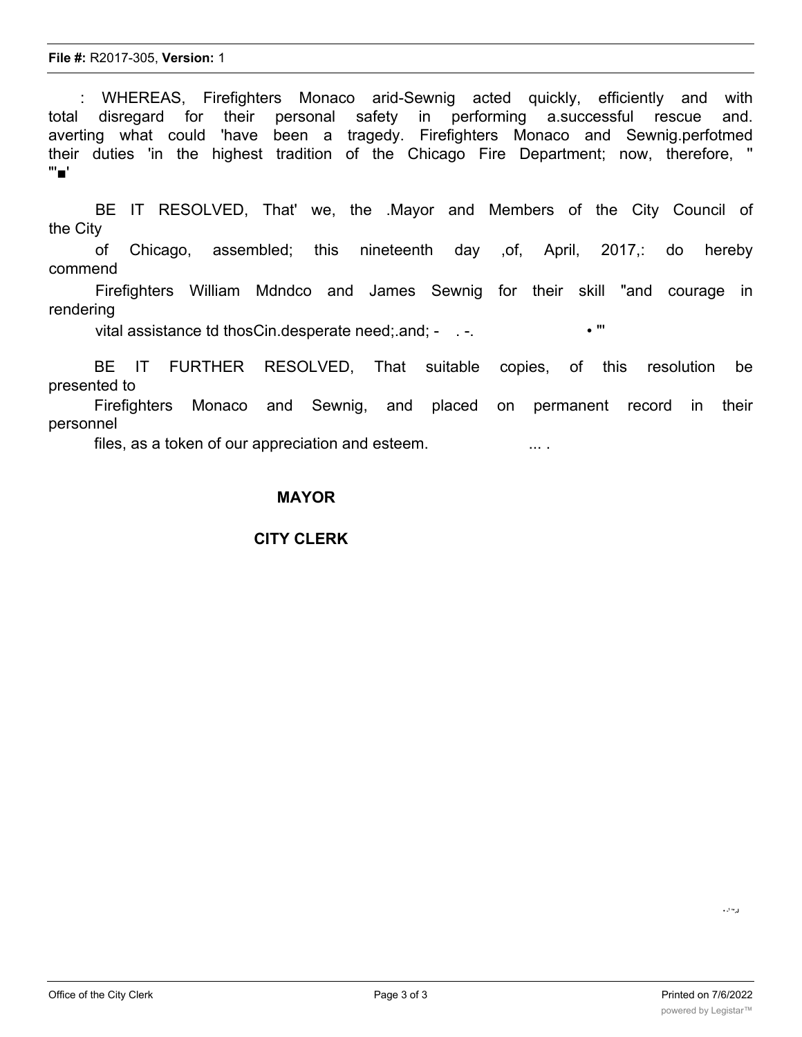: WHEREAS, Firefighters Monaco arid-Sewnig acted quickly, efficiently and with total disregard for their personal safety in performing a.successful rescue and. averting what could 'have been a tragedy. Firefighters Monaco and Sewnig.perfotmed their duties 'in the highest tradition of the Chicago Fire Department; now, therefore, " "'■'

BE IT RESOLVED, That' we, the .Mayor and Members of the City Council of the City of Chicago, assembled; this nineteenth day ,of, April, 2017,: do hereby commend Firefighters William Mdndco and James Sewnig for their skill "and courage in rendering vital assistance td thosCin.desperate need;.and; - . -. • "'

BE IT FURTHER RESOLVED, That suitable copies, of this resolution be presented to Firefighters Monaco and Sewnig, and placed on permanent record in their personnel files, as a token of our appreciation and esteem. ... .

**MAYOR**

**CITY CLERK**